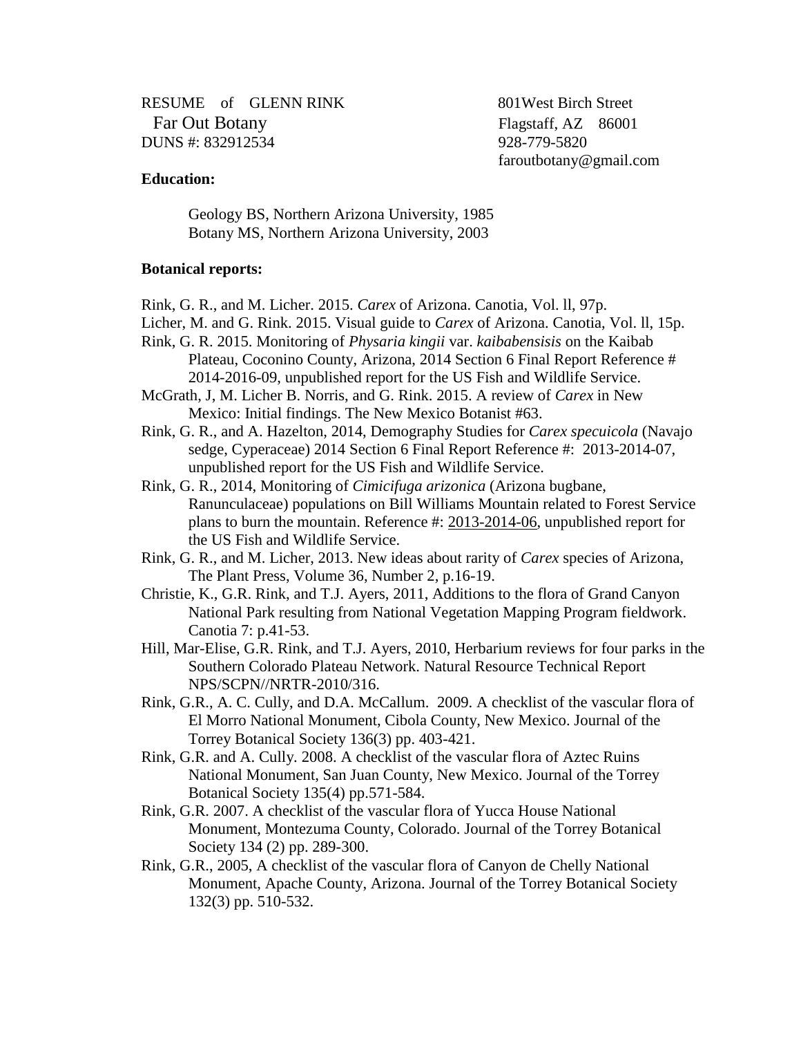RESUME of GLENN RINK
Far Out Botany
DUNS #: 832912534

801West Birch Street
Flagstaff, AZ 86001
928-779-5820
faroutbotany@gmail.com

**Education:**

Geology BS, Northern Arizona University, 1985
Botany MS, Northern Arizona University, 2003

**Botanical reports:**

Rink, G. R., and M. Licher. 2015. *Carex* of Arizona. Canotia, Vol. ll, 97p.

Licher, M. and G. Rink. 2015. Visual guide to *Carex* of Arizona. Canotia, Vol. ll, 15p.

Rink, G. R. 2015. Monitoring of *Physaria kingii* var. *kaibabensisis* on the Kaibab Plateau, Coconino County, Arizona, 2014 Section 6 Final Report Reference # 2014-2016-09, unpublished report for the US Fish and Wildlife Service.

McGrath, J, M. Licher B. Norris, and G. Rink. 2015. A review of *Carex* in New Mexico: Initial findings. The New Mexico Botanist #63.

Rink, G. R., and A. Hazelton, 2014, Demography Studies for *Carex specuicola* (Navajo sedge, Cyperaceae) 2014 Section 6 Final Report Reference #: 2013-2014-07, unpublished report for the US Fish and Wildlife Service.

Rink, G. R., 2014, Monitoring of *Cimicifuga arizonica* (Arizona bugbane, Ranunculaceae) populations on Bill Williams Mountain related to Forest Service plans to burn the mountain. Reference #: 2013-2014-06, unpublished report for the US Fish and Wildlife Service.

Rink, G. R., and M. Licher, 2013. New ideas about rarity of *Carex* species of Arizona, The Plant Press, Volume 36, Number 2, p.16-19.

Christie, K., G.R. Rink, and T.J. Ayers, 2011, Additions to the flora of Grand Canyon National Park resulting from National Vegetation Mapping Program fieldwork. Canotia 7: p.41-53.

Hill, Mar-Elise, G.R. Rink, and T.J. Ayers, 2010, Herbarium reviews for four parks in the Southern Colorado Plateau Network. Natural Resource Technical Report NPS/SCPN//NRTR-2010/316.

Rink, G.R., A. C. Cully, and D.A. McCallum. 2009. A checklist of the vascular flora of El Morro National Monument, Cibola County, New Mexico. Journal of the Torrey Botanical Society 136(3) pp. 403-421.

Rink, G.R. and A. Cully. 2008. A checklist of the vascular flora of Aztec Ruins National Monument, San Juan County, New Mexico. Journal of the Torrey Botanical Society 135(4) pp.571-584.

Rink, G.R. 2007. A checklist of the vascular flora of Yucca House National Monument, Montezuma County, Colorado. Journal of the Torrey Botanical Society 134 (2) pp. 289-300.

Rink, G.R., 2005, A checklist of the vascular flora of Canyon de Chelly National Monument, Apache County, Arizona. Journal of the Torrey Botanical Society 132(3) pp. 510-532.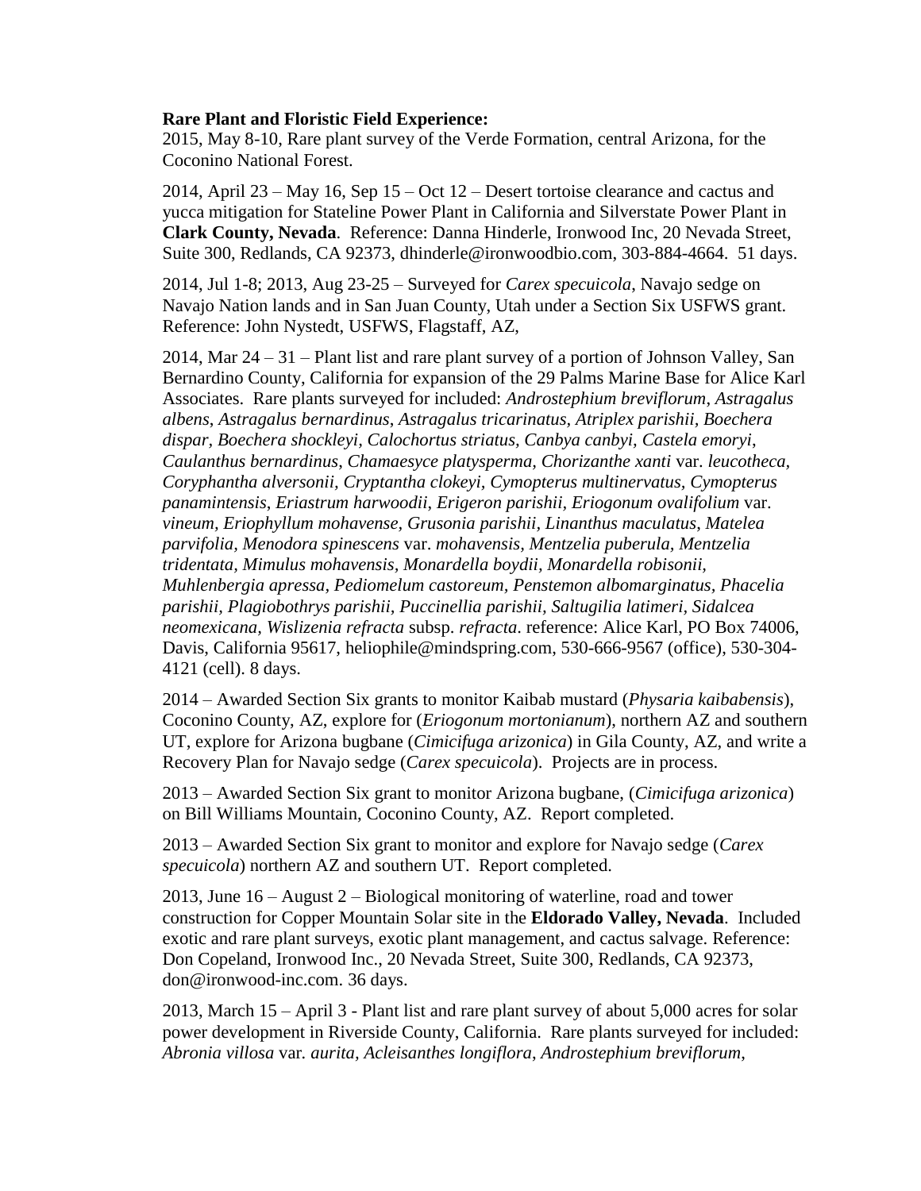**Rare Plant and Floristic Field Experience:**

2015, May 8-10, Rare plant survey of the Verde Formation, central Arizona, for the Coconino National Forest.

2014, April 23 – May 16, Sep 15 – Oct 12 – Desert tortoise clearance and cactus and yucca mitigation for Stateline Power Plant in California and Silverstate Power Plant in **Clark County, Nevada**. Reference: Danna Hinderle, Ironwood Inc, 20 Nevada Street, Suite 300, Redlands, CA 92373, dhinderle@ironwoodbio.com, 303-884-4664. 51 days.

2014, Jul 1-8; 2013, Aug 23-25 – Surveyed for *Carex specuicola*, Navajo sedge on Navajo Nation lands and in San Juan County, Utah under a Section Six USFWS grant. Reference: John Nystedt, USFWS, Flagstaff, AZ,

2014, Mar 24 – 31 – Plant list and rare plant survey of a portion of Johnson Valley, San Bernardino County, California for expansion of the 29 Palms Marine Base for Alice Karl Associates. Rare plants surveyed for included: *Androstephium breviflorum*, *Astragalus albens*, *Astragalus bernardinus*, *Astragalus tricarinatus*, *Atriplex parishii*, *Boechera dispar*, *Boechera shockleyi*, *Calochortus striatus*, *Canbya canbyi*, *Castela emoryi*, *Caulanthus bernardinus*, *Chamaesyce platysperma*, *Chorizanthe xanti* var. *leucotheca*, *Coryphantha alversonii*, *Cryptantha clokeyi*, *Cymopterus multinervatus*, *Cymopterus panamintensis*, *Eriastrum harwoodii*, *Erigeron parishii*, *Eriogonum ovalifolium* var. *vineum*, *Eriophyllum mohavense*, *Grusonia parishii*, *Linanthus maculatus*, *Matelea parvifolia*, *Menodora spinescens* var. *mohavensis*, *Mentzelia puberula*, *Mentzelia tridentata*, *Mimulus mohavensis*, *Monardella boydii*, *Monardella robisonii*, *Muhlenbergia apressa*, *Pediomelum castoreum*, *Penstemon albomarginatus*, *Phacelia parishii*, *Plagiobothrys parishii*, *Puccinellia parishii*, *Saltugilia latimeri*, *Sidalcea neomexicana*, *Wislizenia refracta* subsp. *refracta*. reference: Alice Karl, PO Box 74006, Davis, California 95617, heliophile@mindspring.com, 530-666-9567 (office), 530-304-4121 (cell). 8 days.

2014 – Awarded Section Six grants to monitor Kaibab mustard (*Physaria kaibabensis*), Coconino County, AZ, explore for (*Eriogonum mortonianum*), northern AZ and southern UT, explore for Arizona bugbane (*Cimicifuga arizonica*) in Gila County, AZ, and write a Recovery Plan for Navajo sedge (*Carex specuicola*). Projects are in process.

2013 – Awarded Section Six grant to monitor Arizona bugbane, (*Cimicifuga arizonica*) on Bill Williams Mountain, Coconino County, AZ. Report completed.

2013 – Awarded Section Six grant to monitor and explore for Navajo sedge (*Carex specuicola*) northern AZ and southern UT. Report completed.

2013, June 16 – August 2 – Biological monitoring of waterline, road and tower construction for Copper Mountain Solar site in the **Eldorado Valley, Nevada**. Included exotic and rare plant surveys, exotic plant management, and cactus salvage. Reference: Don Copeland, Ironwood Inc., 20 Nevada Street, Suite 300, Redlands, CA 92373, don@ironwood-inc.com. 36 days.

2013, March 15 – April 3 - Plant list and rare plant survey of about 5,000 acres for solar power development in Riverside County, California. Rare plants surveyed for included: *Abronia villosa* var. *aurita*, *Acleisanthes longiflora*, *Androstephium breviflorum*,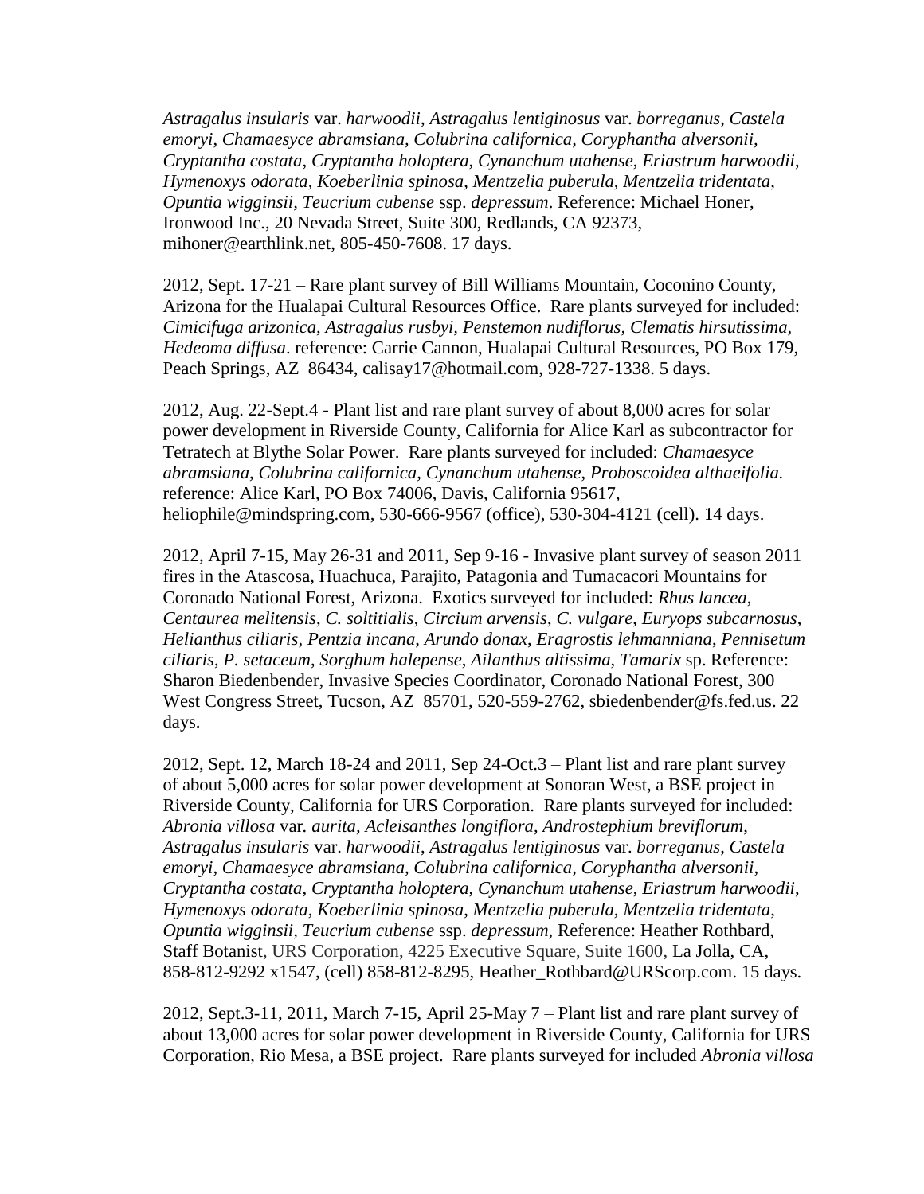*Astragalus insularis* var. *harwoodii*, *Astragalus lentiginosus* var. *borreganus*, *Castela emoryi*, *Chamaesyce abramsiana, Colubrina californica, Coryphantha alversonii, Cryptantha costata*, *Cryptantha holoptera*, *Cynanchum utahense*, *Eriastrum harwoodii*, *Hymenoxys odorata, Koeberlinia spinosa*, *Mentzelia puberula, Mentzelia tridentata*, *Opuntia wigginsii, Teucrium cubense* ssp. *depressum*. Reference: Michael Honer, Ironwood Inc., 20 Nevada Street, Suite 300, Redlands, CA 92373, mihoner@earthlink.net, 805-450-7608. 17 days.

2012, Sept. 17-21 – Rare plant survey of Bill Williams Mountain, Coconino County, Arizona for the Hualapai Cultural Resources Office. Rare plants surveyed for included: *Cimicifuga arizonica, Astragalus rusbyi, Penstemon nudiflorus, Clematis hirsutissima, Hedeoma diffusa*. reference: Carrie Cannon, Hualapai Cultural Resources, PO Box 179, Peach Springs, AZ 86434, calisay17@hotmail.com, 928-727-1338. 5 days.

2012, Aug. 22-Sept.4 - Plant list and rare plant survey of about 8,000 acres for solar power development in Riverside County, California for Alice Karl as subcontractor for Tetratech at Blythe Solar Power. Rare plants surveyed for included: *Chamaesyce abramsiana, Colubrina californica, Cynanchum utahense*, *Proboscoidea althaeifolia.* reference: Alice Karl, PO Box 74006, Davis, California 95617, heliophile@mindspring.com, 530-666-9567 (office), 530-304-4121 (cell). 14 days.

2012, April 7-15, May 26-31 and 2011, Sep 9-16 - Invasive plant survey of season 2011 fires in the Atascosa, Huachuca, Parajito, Patagonia and Tumacacori Mountains for Coronado National Forest, Arizona. Exotics surveyed for included: *Rhus lancea*, *Centaurea melitensis*, *C. soltitialis*, *Circium arvensis*, *C. vulgare*, *Euryops subcarnosus, Helianthus ciliaris*, *Pentzia incana*, *Arundo donax*, *Eragrostis lehmanniana*, *Pennisetum ciliaris*, *P. setaceum, Sorghum halepense*, *Ailanthus altissima, Tamarix* sp. Reference: Sharon Biedenbender, Invasive Species Coordinator, Coronado National Forest, 300 West Congress Street, Tucson, AZ 85701, 520-559-2762, sbiedenbender@fs.fed.us. 22 days.

2012, Sept. 12, March 18-24 and 2011, Sep 24-Oct.3 – Plant list and rare plant survey of about 5,000 acres for solar power development at Sonoran West, a BSE project in Riverside County, California for URS Corporation. Rare plants surveyed for included: *Abronia villosa* var*. aurita*, *Acleisanthes longiflora, Androstephium breviflorum, Astragalus insularis* var. *harwoodii*, *Astragalus lentiginosus* var. *borreganus*, *Castela emoryi*, *Chamaesyce abramsiana, Colubrina californica, Coryphantha alversonii, Cryptantha costata*, *Cryptantha holoptera*, *Cynanchum utahense*, *Eriastrum harwoodii*, *Hymenoxys odorata, Koeberlinia spinosa*, *Mentzelia puberula, Mentzelia tridentata*, *Opuntia wigginsii, Teucrium cubense* ssp. *depressum*, Reference: Heather Rothbard, Staff Botanist, URS Corporation, 4225 Executive Square, Suite 1600, La Jolla, CA, 858-812-9292 x1547, (cell) 858-812-8295, Heather_Rothbard@URScorp.com. 15 days.

2012, Sept.3-11, 2011, March 7-15, April 25-May 7 – Plant list and rare plant survey of about 13,000 acres for solar power development in Riverside County, California for URS Corporation, Rio Mesa, a BSE project. Rare plants surveyed for included *Abronia villosa*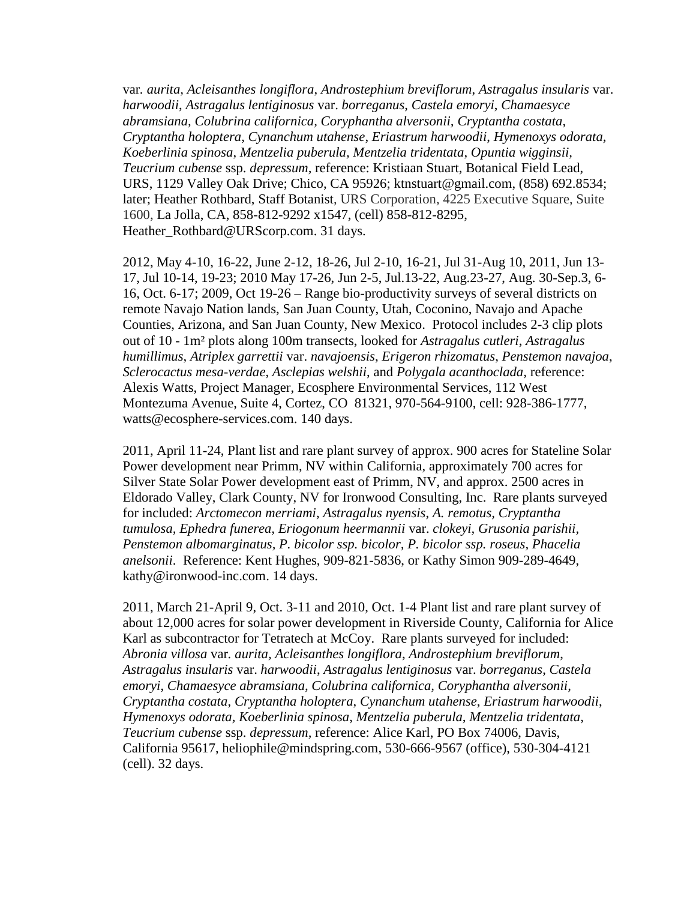var. *aurita*, *Acleisanthes longiflora*, *Androstephium breviflorum*, *Astragalus insularis* var. *harwoodii*, *Astragalus lentiginosus* var. *borreganus*, *Castela emoryi*, *Chamaesyce abramsiana*, *Colubrina californica*, *Coryphantha alversonii*, *Cryptantha costata*, *Cryptantha holoptera*, *Cynanchum utahense*, *Eriastrum harwoodii*, *Hymenoxys odorata*, *Koeberlinia spinosa*, *Mentzelia puberula*, *Mentzelia tridentata*, *Opuntia wigginsii*, *Teucrium cubense* ssp. *depressum*, reference: Kristiaan Stuart, Botanical Field Lead, URS, 1129 Valley Oak Drive; Chico, CA 95926; ktnstuart@gmail.com, (858) 692.8534; later; Heather Rothbard, Staff Botanist, URS Corporation, 4225 Executive Square, Suite 1600, La Jolla, CA, 858-812-9292 x1547, (cell) 858-812-8295, Heather_Rothbard@URScorp.com. 31 days.

2012, May 4-10, 16-22, June 2-12, 18-26, Jul 2-10, 16-21, Jul 31-Aug 10, 2011, Jun 13-17, Jul 10-14, 19-23; 2010 May 17-26, Jun 2-5, Jul.13-22, Aug.23-27, Aug. 30-Sep.3, 6-16, Oct. 6-17; 2009, Oct 19-26 – Range bio-productivity surveys of several districts on remote Navajo Nation lands, San Juan County, Utah, Coconino, Navajo and Apache Counties, Arizona, and San Juan County, New Mexico. Protocol includes 2-3 clip plots out of 10 - 1m² plots along 100m transects, looked for *Astragalus cutleri*, *Astragalus humillimus*, *Atriplex garrettii* var. *navajoensis*, *Erigeron rhizomatus*, *Penstemon navajoa*, *Sclerocactus mesa-verdae*, *Asclepias welshii*, and *Polygala acanthoclada*, reference: Alexis Watts, Project Manager, Ecosphere Environmental Services, 112 West Montezuma Avenue, Suite 4, Cortez, CO 81321, 970-564-9100, cell: 928-386-1777, watts@ecosphere-services.com. 140 days.

2011, April 11-24, Plant list and rare plant survey of approx. 900 acres for Stateline Solar Power development near Primm, NV within California, approximately 700 acres for Silver State Solar Power development east of Primm, NV, and approx. 2500 acres in Eldorado Valley, Clark County, NV for Ironwood Consulting, Inc. Rare plants surveyed for included: *Arctomecon merriami*, *Astragalus nyensis*, *A. remotus*, *Cryptantha tumulosa*, *Ephedra funerea*, *Eriogonum heermannii* var. *clokeyi*, *Grusonia parishii*, *Penstemon albomarginatus*, *P. bicolor ssp. bicolor*, *P. bicolor ssp. roseus*, *Phacelia anelsonii*. Reference: Kent Hughes, 909-821-5836, or Kathy Simon 909-289-4649, kathy@ironwood-inc.com. 14 days.

2011, March 21-April 9, Oct. 3-11 and 2010, Oct. 1-4 Plant list and rare plant survey of about 12,000 acres for solar power development in Riverside County, California for Alice Karl as subcontractor for Tetratech at McCoy. Rare plants surveyed for included: *Abronia villosa* var. *aurita*, *Acleisanthes longiflora*, *Androstephium breviflorum*, *Astragalus insularis* var. *harwoodii*, *Astragalus lentiginosus* var. *borreganus*, *Castela emoryi*, *Chamaesyce abramsiana*, *Colubrina californica*, *Coryphantha alversonii*, *Cryptantha costata*, *Cryptantha holoptera*, *Cynanchum utahense*, *Eriastrum harwoodii*, *Hymenoxys odorata*, *Koeberlinia spinosa*, *Mentzelia puberula*, *Mentzelia tridentata*, *Teucrium cubense* ssp. *depressum*, reference: Alice Karl, PO Box 74006, Davis, California 95617, heliophile@mindspring.com, 530-666-9567 (office), 530-304-4121 (cell). 32 days.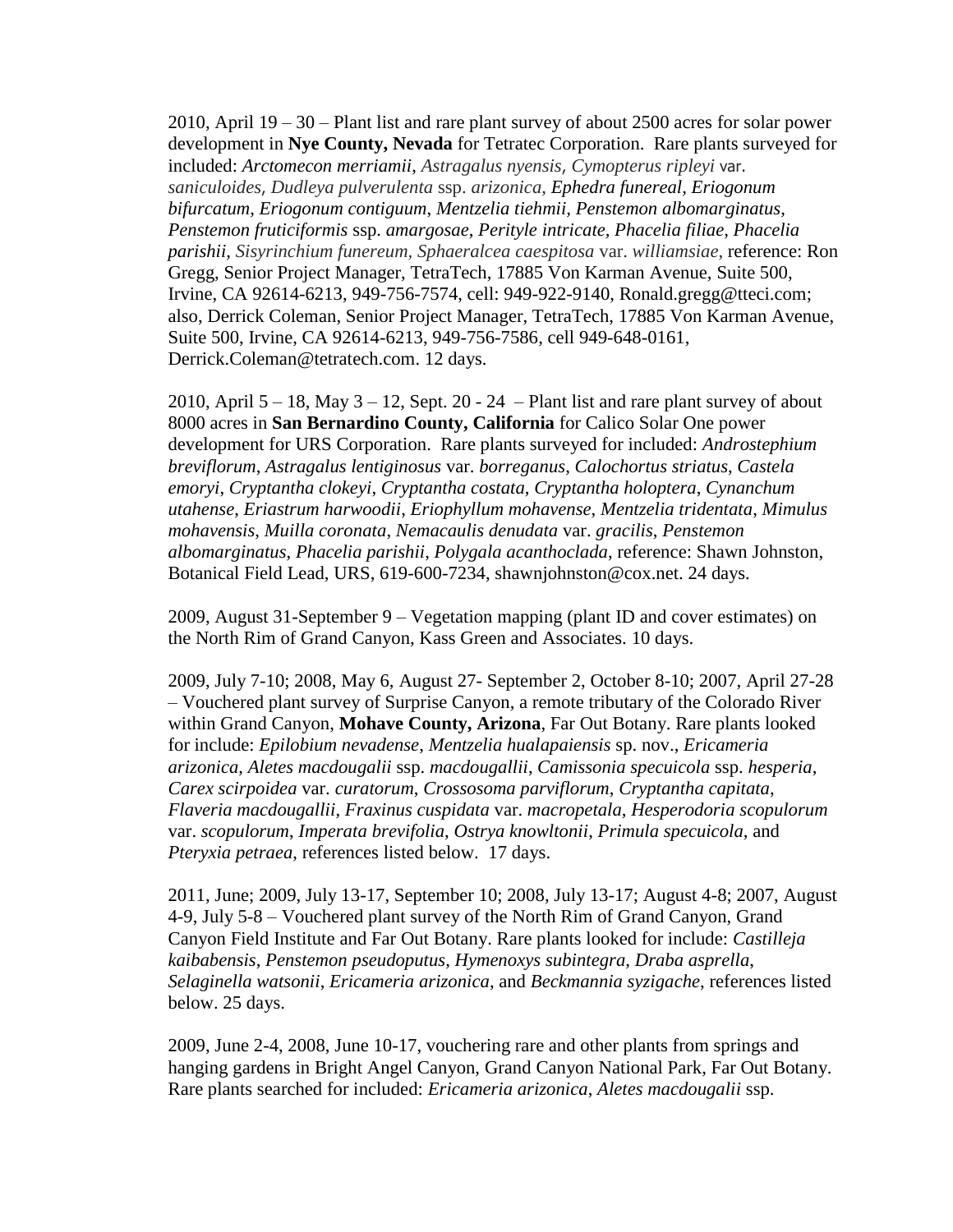2010, April 19 – 30 – Plant list and rare plant survey of about 2500 acres for solar power development in **Nye County, Nevada** for Tetratec Corporation. Rare plants surveyed for included: *Arctomecon merriamii*, *Astragalus nyensis, Cymopterus ripleyi* var. *saniculoides, Dudleya pulverulenta* ssp. *arizonica*, *Ephedra funereal*, *Eriogonum bifurcatum*, *Eriogonum contiguum*, *Mentzelia tiehmii, Penstemon albomarginatus*, *Penstemon fruticiformis* ssp. *amargosae*, *Perityle intricate*, *Phacelia filiae, Phacelia parishii, Sisyrinchium funereum, Sphaeralcea caespitosa* var. *williamsiae,* reference: Ron Gregg, Senior Project Manager, TetraTech, 17885 Von Karman Avenue, Suite 500, Irvine, CA 92614-6213, 949-756-7574, cell: 949-922-9140, Ronald.gregg@tteci.com; also, Derrick Coleman, Senior Project Manager, TetraTech, 17885 Von Karman Avenue, Suite 500, Irvine, CA 92614-6213, 949-756-7586, cell 949-648-0161, Derrick.Coleman@tetratech.com. 12 days.

2010, April 5 – 18, May 3 – 12, Sept. 20 - 24 – Plant list and rare plant survey of about 8000 acres in **San Bernardino County, California** for Calico Solar One power development for URS Corporation. Rare plants surveyed for included: *Androstephium breviflorum*, *Astragalus lentiginosus* var. *borreganus*, *Calochortus striatus*, *Castela emoryi*, *Cryptantha clokeyi*, *Cryptantha costata*, *Cryptantha holoptera*, *Cynanchum utahense*, *Eriastrum harwoodii*, *Eriophyllum mohavense*, *Mentzelia tridentata*, *Mimulus mohavensis*, *Muilla coronata*, *Nemacaulis denudata* var. *gracilis*, *Penstemon albomarginatus*, *Phacelia parishii*, *Polygala acanthoclada*, reference: Shawn Johnston, Botanical Field Lead, URS, 619-600-7234, shawnjohnston@cox.net. 24 days.

2009, August 31-September 9 – Vegetation mapping (plant ID and cover estimates) on the North Rim of Grand Canyon, Kass Green and Associates. 10 days.

2009, July 7-10; 2008, May 6, August 27- September 2, October 8-10; 2007, April 27-28 – Vouchered plant survey of Surprise Canyon, a remote tributary of the Colorado River within Grand Canyon, **Mohave County, Arizona**, Far Out Botany. Rare plants looked for include: *Epilobium nevadense*, *Mentzelia hualapaiensis* sp. nov., *Ericameria arizonica*, *Aletes macdougalii* ssp. *macdougallii*, *Camissonia specuicola* ssp. *hesperia*, *Carex scirpoidea* var. *curatorum*, *Crossosoma parviflorum*, *Cryptantha capitata*, *Flaveria macdougallii*, *Fraxinus cuspidata* var. *macropetala*, *Hesperodoria scopulorum* var. *scopulorum*, *Imperata brevifolia*, *Ostrya knowltonii*, *Primula specuicola*, and *Pteryxia petraea*, references listed below. 17 days.

2011, June; 2009, July 13-17, September 10; 2008, July 13-17; August 4-8; 2007, August 4-9, July 5-8 – Vouchered plant survey of the North Rim of Grand Canyon, Grand Canyon Field Institute and Far Out Botany. Rare plants looked for include: *Castilleja kaibabensis*, *Penstemon pseudoputus*, *Hymenoxys subintegra, Draba asprella*, *Selaginella watsonii*, *Ericameria arizonica*, and *Beckmannia syzigache*, references listed below. 25 days.

2009, June 2-4, 2008, June 10-17, vouchering rare and other plants from springs and hanging gardens in Bright Angel Canyon, Grand Canyon National Park, Far Out Botany. Rare plants searched for included: *Ericameria arizonica*, *Aletes macdougalii* ssp.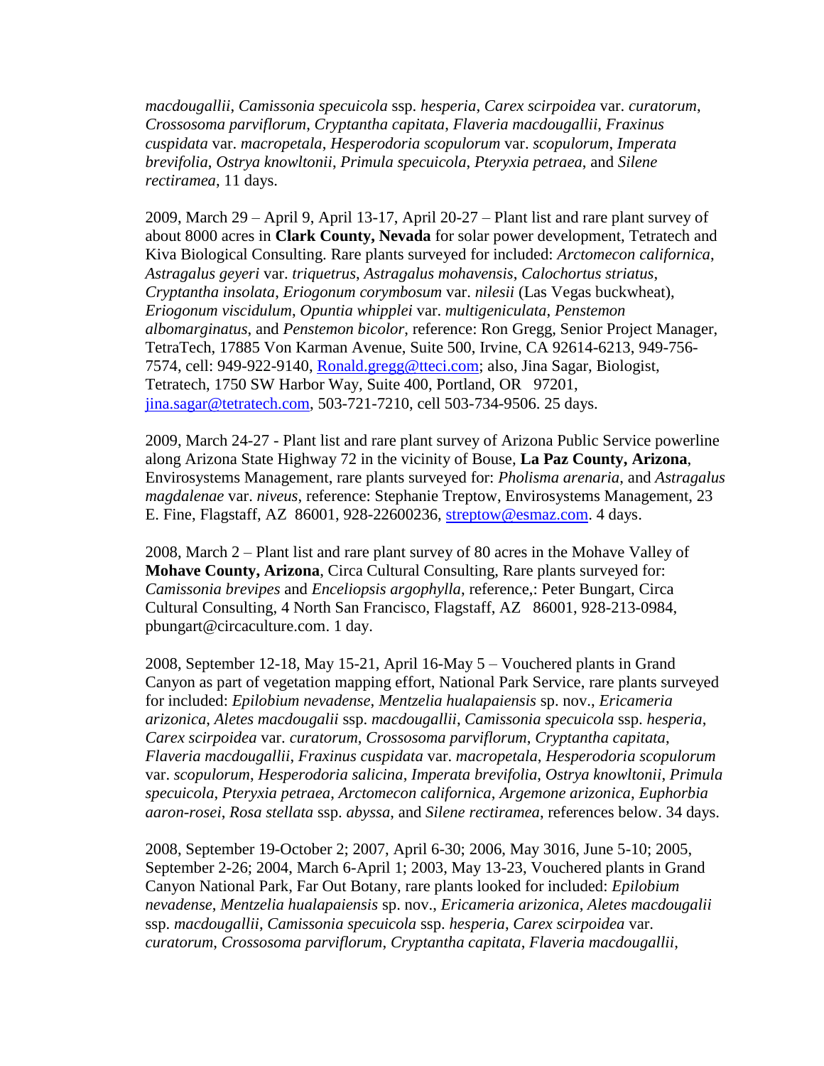*macdougallii*, *Camissonia specuicola* ssp. *hesperia*, *Carex scirpoidea* var. *curatorum*, *Crossosoma parviflorum*, *Cryptantha capitata*, *Flaveria macdougallii*, *Fraxinus cuspidata* var. *macropetala*, *Hesperodoria scopulorum* var. *scopulorum*, *Imperata brevifolia*, *Ostrya knowltonii*, *Primula specuicola*, *Pteryxia petraea*, and *Silene rectiramea*, 11 days.

2009, March 29 – April 9, April 13-17, April 20-27 – Plant list and rare plant survey of about 8000 acres in **Clark County, Nevada** for solar power development, Tetratech and Kiva Biological Consulting. Rare plants surveyed for included: *Arctomecon californica*, *Astragalus geyeri* var. *triquetrus*, *Astragalus mohavensis*, *Calochortus striatus*, *Cryptantha insolata*, *Eriogonum corymbosum* var. *nilesii* (Las Vegas buckwheat), *Eriogonum viscidulum*, *Opuntia whipplei* var. *multigeniculata*, *Penstemon albomarginatus*, and *Penstemon bicolor*, reference: Ron Gregg, Senior Project Manager, TetraTech, 17885 Von Karman Avenue, Suite 500, Irvine, CA 92614-6213, 949-756-7574, cell: 949-922-9140, Ronald.gregg@tteci.com; also, Jina Sagar, Biologist, Tetratech, 1750 SW Harbor Way, Suite 400, Portland, OR 97201, jina.sagar@tetratech.com, 503-721-7210, cell 503-734-9506. 25 days.

2009, March 24-27 - Plant list and rare plant survey of Arizona Public Service powerline along Arizona State Highway 72 in the vicinity of Bouse, **La Paz County, Arizona**, Envirosystems Management, rare plants surveyed for: *Pholisma arenaria*, and *Astragalus magdalenae* var. *niveus*, reference: Stephanie Treptow, Envirosystems Management, 23 E. Fine, Flagstaff, AZ 86001, 928-22600236, streptow@esmaz.com. 4 days.

2008, March 2 – Plant list and rare plant survey of 80 acres in the Mohave Valley of **Mohave County, Arizona**, Circa Cultural Consulting, Rare plants surveyed for: *Camissonia brevipes* and *Enceliopsis argophylla*, reference,: Peter Bungart, Circa Cultural Consulting, 4 North San Francisco, Flagstaff, AZ 86001, 928-213-0984, pbungart@circaculture.com. 1 day.

2008, September 12-18, May 15-21, April 16-May 5 – Vouchered plants in Grand Canyon as part of vegetation mapping effort, National Park Service, rare plants surveyed for included: *Epilobium nevadense*, *Mentzelia hualapaiensis* sp. nov., *Ericameria arizonica*, *Aletes macdougalii* ssp. *macdougallii*, *Camissonia specuicola* ssp. *hesperia*, *Carex scirpoidea* var. *curatorum*, *Crossosoma parviflorum*, *Cryptantha capitata*, *Flaveria macdougallii*, *Fraxinus cuspidata* var. *macropetala*, *Hesperodoria scopulorum* var. *scopulorum*, *Hesperodoria salicina*, *Imperata brevifolia*, *Ostrya knowltonii*, *Primula specuicola*, *Pteryxia petraea*, *Arctomecon californica*, *Argemone arizonica*, *Euphorbia aaron-rosei*, *Rosa stellata* ssp. *abyssa*, and *Silene rectiramea*, references below. 34 days.

2008, September 19-October 2; 2007, April 6-30; 2006, May 3016, June 5-10; 2005, September 2-26; 2004, March 6-April 1; 2003, May 13-23, Vouchered plants in Grand Canyon National Park, Far Out Botany, rare plants looked for included: *Epilobium nevadense*, *Mentzelia hualapaiensis* sp. nov., *Ericameria arizonica*, *Aletes macdougalii* ssp. *macdougallii*, *Camissonia specuicola* ssp. *hesperia*, *Carex scirpoidea* var. *curatorum*, *Crossosoma parviflorum*, *Cryptantha capitata*, *Flaveria macdougallii*,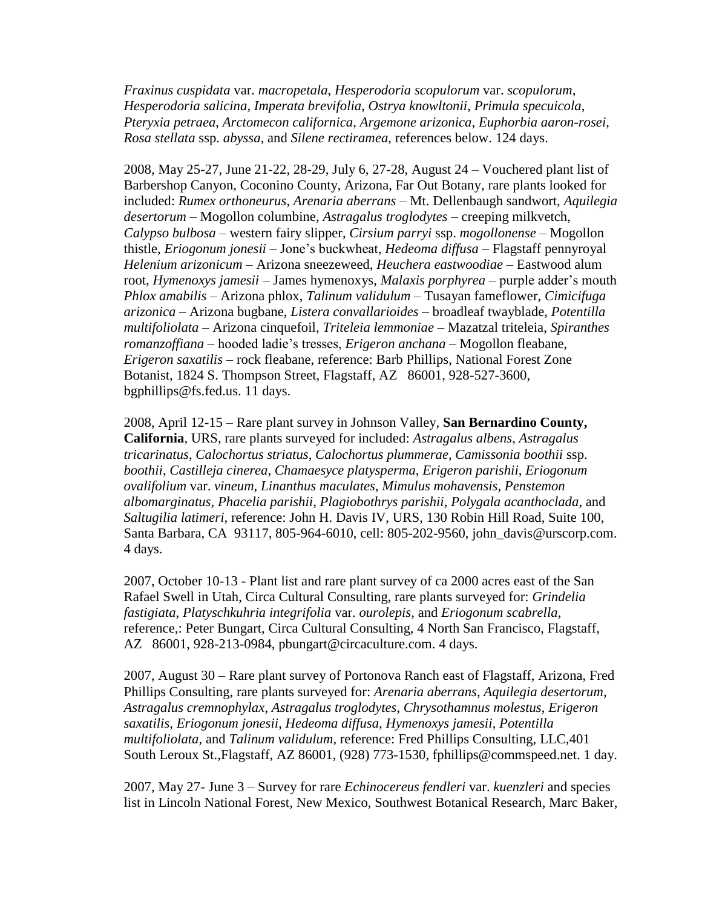*Fraxinus cuspidata* var. *macropetala*, *Hesperodoria scopulorum* var. *scopulorum*, *Hesperodoria salicina*, *Imperata brevifolia*, *Ostrya knowltonii*, *Primula specuicola*, *Pteryxia petraea*, *Arctomecon californica*, *Argemone arizonica*, *Euphorbia aaron-rosei*, *Rosa stellata* ssp. *abyssa*, and *Silene rectiramea*, references below. 124 days.

2008, May 25-27, June 21-22, 28-29, July 6, 27-28, August 24 – Vouchered plant list of Barbershop Canyon, Coconino County, Arizona, Far Out Botany, rare plants looked for included: *Rumex orthoneurus*, *Arenaria aberrans* – Mt. Dellenbaugh sandwort, *Aquilegia desertorum* – Mogollon columbine, *Astragalus troglodytes* – creeping milkvetch, *Calypso bulbosa* – western fairy slipper, *Cirsium parryi* ssp. *mogollonense* – Mogollon thistle, *Eriogonum jonesii* – Jone's buckwheat, *Hedeoma diffusa* – Flagstaff pennyroyal *Helenium arizonicum* – Arizona sneezeweed, *Heuchera eastwoodiae* – Eastwood alum root, *Hymenoxys jamesii* – James hymenoxys, *Malaxis porphyrea* – purple adder's mouth *Phlox amabilis* – Arizona phlox, *Talinum validulum* – Tusayan fameflower, *Cimicifuga arizonica* – Arizona bugbane, *Listera convallarioides* – broadleaf twayblade, *Potentilla multifoliolata* – Arizona cinquefoil, *Triteleia lemmoniae* – Mazatzal triteleia, *Spiranthes romanzoffiana* – hooded ladie's tresses, *Erigeron anchana* – Mogollon fleabane, *Erigeron saxatilis* – rock fleabane, reference: Barb Phillips, National Forest Zone Botanist, 1824 S. Thompson Street, Flagstaff, AZ 86001, 928-527-3600, bgphillips@fs.fed.us. 11 days.

2008, April 12-15 – Rare plant survey in Johnson Valley, **San Bernardino County, California**, URS, rare plants surveyed for included: *Astragalus albens*, *Astragalus tricarinatus*, *Calochortus striatus*, *Calochortus plummerae*, *Camissonia boothii* ssp. *boothii*, *Castilleja cinerea*, *Chamaesyce platysperma*, *Erigeron parishii*, *Eriogonum ovalifolium* var. *vineum*, *Linanthus maculates*, *Mimulus mohavensis*, *Penstemon albomarginatus*, *Phacelia parishii*, *Plagiobothrys parishii*, *Polygala acanthoclada*, and *Saltugilia latimeri*, reference: John H. Davis IV, URS, 130 Robin Hill Road, Suite 100, Santa Barbara, CA 93117, 805-964-6010, cell: 805-202-9560, john_davis@urscorp.com. 4 days.

2007, October 10-13 - Plant list and rare plant survey of ca 2000 acres east of the San Rafael Swell in Utah, Circa Cultural Consulting, rare plants surveyed for: *Grindelia fastigiata*, *Platyschkuhria integrifolia* var. *ourolepis*, and *Eriogonum scabrella*, reference,: Peter Bungart, Circa Cultural Consulting, 4 North San Francisco, Flagstaff, AZ 86001, 928-213-0984, pbungart@circaculture.com. 4 days.

2007, August 30 – Rare plant survey of Portonova Ranch east of Flagstaff, Arizona, Fred Phillips Consulting, rare plants surveyed for: *Arenaria aberrans*, *Aquilegia desertorum*, *Astragalus cremnophylax*, *Astragalus troglodytes*, *Chrysothamnus molestus*, *Erigeron saxatilis*, *Eriogonum jonesii*, *Hedeoma diffusa*, *Hymenoxys jamesii*, *Potentilla multifoliolata*, and *Talinum validulum*, reference: Fred Phillips Consulting, LLC,401 South Leroux St.,Flagstaff, AZ 86001, (928) 773-1530, fphillips@commspeed.net. 1 day.

2007, May 27- June 3 – Survey for rare *Echinocereus fendleri* var. *kuenzleri* and species list in Lincoln National Forest, New Mexico, Southwest Botanical Research, Marc Baker,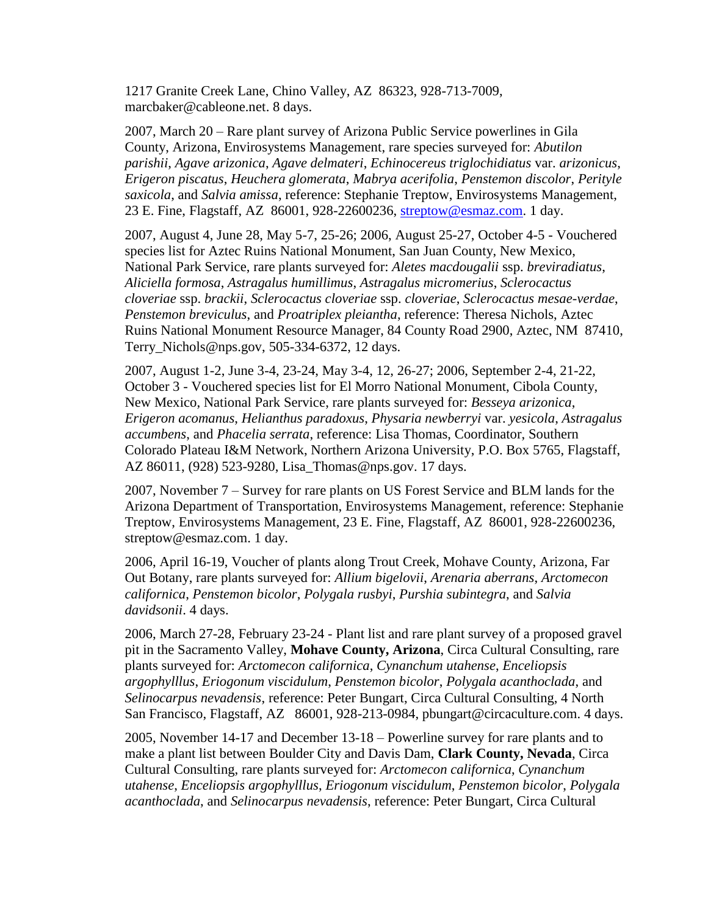1217 Granite Creek Lane, Chino Valley, AZ  86323, 928-713-7009, marcbaker@cableone.net. 8 days.

2007, March 20 – Rare plant survey of Arizona Public Service powerlines in Gila County, Arizona, Envirosystems Management, rare species surveyed for: *Abutilon parishii*, *Agave arizonica*, *Agave delmateri*, *Echinocereus triglochidiatus* var. *arizonicus*, *Erigeron piscatus*, *Heuchera glomerata*, *Mabrya acerifolia*, *Penstemon discolor*, *Perityle saxicola*, and *Salvia amissa*, reference: Stephanie Treptow, Envirosystems Management, 23 E. Fine, Flagstaff, AZ  86001, 928-22600236, streptow@esmaz.com. 1 day.

2007, August 4, June 28, May 5-7, 25-26; 2006, August 25-27, October 4-5 - Vouchered species list for Aztec Ruins National Monument, San Juan County, New Mexico, National Park Service, rare plants surveyed for: *Aletes macdougalii* ssp. *breviradiatus*, *Aliciella formosa*, *Astragalus humillimus*, *Astragalus micromerius*, *Sclerocactus cloveriae* ssp. *brackii*, *Sclerocactus cloveriae* ssp. *cloveriae*, *Sclerocactus mesae-verdae*, *Penstemon breviculus*, and *Proatriplex pleiantha*, reference: Theresa Nichols, Aztec Ruins National Monument Resource Manager, 84 County Road 2900, Aztec, NM  87410, Terry_Nichols@nps.gov, 505-334-6372, 12 days.

2007, August 1-2, June 3-4, 23-24, May 3-4, 12, 26-27; 2006, September 2-4, 21-22, October 3 - Vouchered species list for El Morro National Monument, Cibola County, New Mexico, National Park Service, rare plants surveyed for: *Besseya arizonica*, *Erigeron acomanus*, *Helianthus paradoxus*, *Physaria newberryi* var. *yesicola*, *Astragalus accumbens*, and *Phacelia serrata*, reference: Lisa Thomas, Coordinator, Southern Colorado Plateau I&M Network, Northern Arizona University, P.O. Box 5765, Flagstaff, AZ 86011, (928) 523-9280, Lisa_Thomas@nps.gov. 17 days.

2007, November 7 – Survey for rare plants on US Forest Service and BLM lands for the Arizona Department of Transportation, Envirosystems Management, reference: Stephanie Treptow, Envirosystems Management, 23 E. Fine, Flagstaff, AZ  86001, 928-22600236, streptow@esmaz.com. 1 day.

2006, April 16-19, Voucher of plants along Trout Creek, Mohave County, Arizona, Far Out Botany, rare plants surveyed for: *Allium bigelovii*, *Arenaria aberrans*, *Arctomecon californica*, *Penstemon bicolor*, *Polygala rusbyi*, *Purshia subintegra*, and *Salvia davidsonii*. 4 days.

2006, March 27-28, February 23-24 - Plant list and rare plant survey of a proposed gravel pit in the Sacramento Valley, **Mohave County, Arizona**, Circa Cultural Consulting, rare plants surveyed for: *Arctomecon californica*, *Cynanchum utahense*, *Enceliopsis argophylllus*, *Eriogonum viscidulum*, *Penstemon bicolor*, *Polygala acanthoclada*, and *Selinocarpus nevadensis*, reference: Peter Bungart, Circa Cultural Consulting, 4 North San Francisco, Flagstaff, AZ   86001, 928-213-0984, pbungart@circaculture.com. 4 days.

2005, November 14-17 and December 13-18 – Powerline survey for rare plants and to make a plant list between Boulder City and Davis Dam, **Clark County, Nevada**, Circa Cultural Consulting, rare plants surveyed for: *Arctomecon californica*, *Cynanchum utahense*, *Enceliopsis argophylllus*, *Eriogonum viscidulum*, *Penstemon bicolor*, *Polygala acanthoclada*, and *Selinocarpus nevadensis*, reference: Peter Bungart, Circa Cultural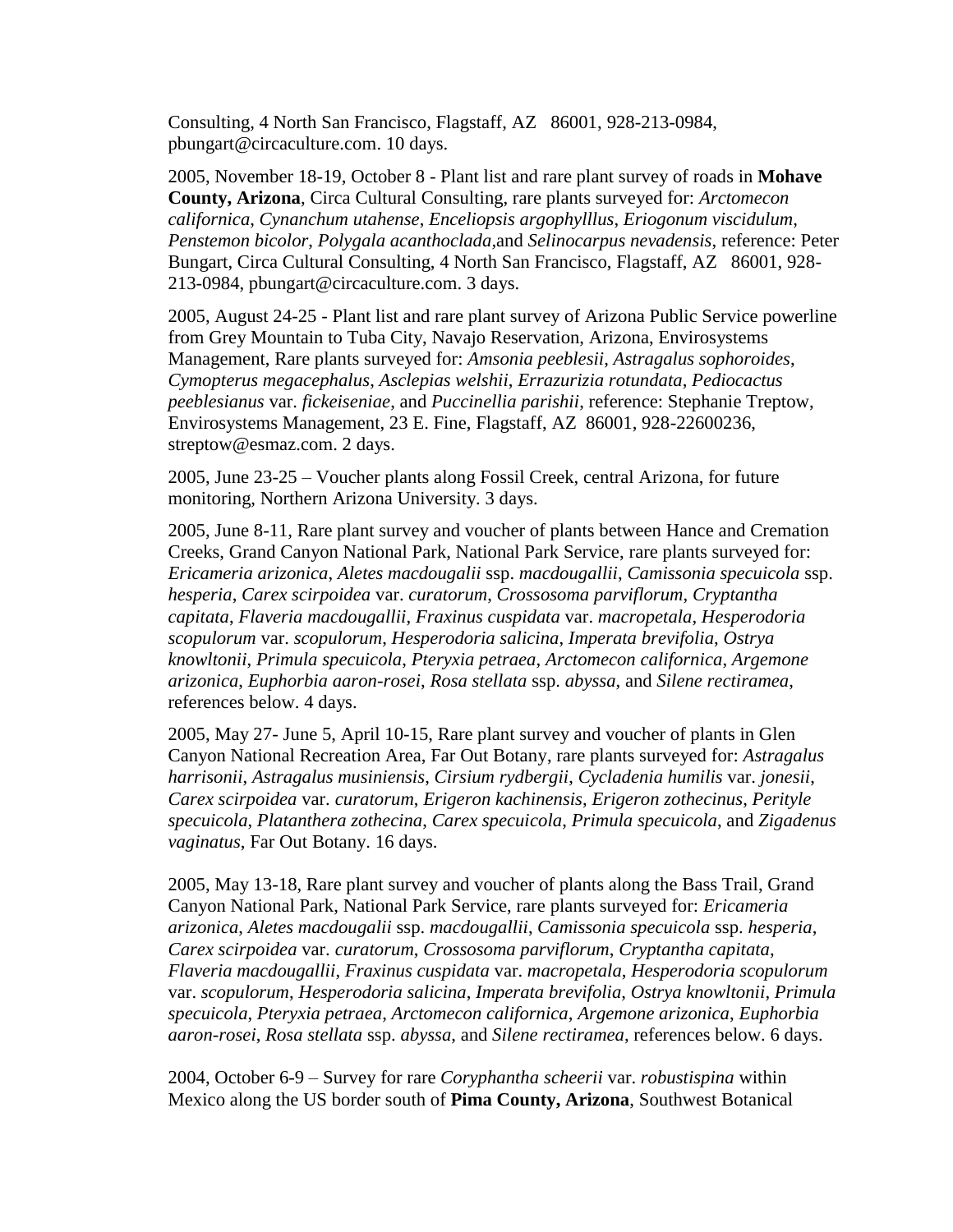Consulting, 4 North San Francisco, Flagstaff, AZ 86001, 928-213-0984, pbungart@circaculture.com. 10 days.

2005, November 18-19, October 8 - Plant list and rare plant survey of roads in **Mohave County, Arizona**, Circa Cultural Consulting, rare plants surveyed for: *Arctomecon californica*, *Cynanchum utahense*, *Enceliopsis argophylllus*, *Eriogonum viscidulum*, *Penstemon bicolor*, *Polygala acanthoclada*,and *Selinocarpus nevadensis*, reference: Peter Bungart, Circa Cultural Consulting, 4 North San Francisco, Flagstaff, AZ 86001, 928-213-0984, pbungart@circaculture.com. 3 days.

2005, August 24-25 - Plant list and rare plant survey of Arizona Public Service powerline from Grey Mountain to Tuba City, Navajo Reservation, Arizona, Envirosystems Management, Rare plants surveyed for: *Amsonia peeblesii*, *Astragalus sophoroides*, *Cymopterus megacephalus*, *Asclepias welshii*, *Errazurizia rotundata*, *Pediocactus peeblesianus* var. *fickeiseniae*, and *Puccinellia parishii*, reference: Stephanie Treptow, Envirosystems Management, 23 E. Fine, Flagstaff, AZ 86001, 928-22600236, streptow@esmaz.com. 2 days.

2005, June 23-25 – Voucher plants along Fossil Creek, central Arizona, for future monitoring, Northern Arizona University. 3 days.

2005, June 8-11, Rare plant survey and voucher of plants between Hance and Cremation Creeks, Grand Canyon National Park, National Park Service, rare plants surveyed for: *Ericameria arizonica*, *Aletes macdougalii* ssp. *macdougallii*, *Camissonia specuicola* ssp. *hesperia*, *Carex scirpoidea* var. *curatorum*, *Crossosoma parviflorum*, *Cryptantha capitata*, *Flaveria macdougallii*, *Fraxinus cuspidata* var. *macropetala*, *Hesperodoria scopulorum* var. *scopulorum*, *Hesperodoria salicina*, *Imperata brevifolia*, *Ostrya knowltonii*, *Primula specuicola*, *Pteryxia petraea*, *Arctomecon californica*, *Argemone arizonica*, *Euphorbia aaron-rosei*, *Rosa stellata* ssp. *abyssa*, and *Silene rectiramea*, references below. 4 days.

2005, May 27- June 5, April 10-15, Rare plant survey and voucher of plants in Glen Canyon National Recreation Area, Far Out Botany, rare plants surveyed for: *Astragalus harrisonii*, *Astragalus musiniensis*, *Cirsium rydbergii*, *Cycladenia humilis* var. *jonesii*, *Carex scirpoidea* var. *curatorum*, *Erigeron kachinensis*, *Erigeron zothecinus*, *Perityle specuicola*, *Platanthera zothecina*, *Carex specuicola*, *Primula specuicola*, and *Zigadenus vaginatus*, Far Out Botany. 16 days.

2005, May 13-18, Rare plant survey and voucher of plants along the Bass Trail, Grand Canyon National Park, National Park Service, rare plants surveyed for: *Ericameria arizonica*, *Aletes macdougalii* ssp. *macdougallii*, *Camissonia specuicola* ssp. *hesperia*, *Carex scirpoidea* var. *curatorum*, *Crossosoma parviflorum*, *Cryptantha capitata*, *Flaveria macdougallii*, *Fraxinus cuspidata* var. *macropetala*, *Hesperodoria scopulorum* var. *scopulorum*, *Hesperodoria salicina*, *Imperata brevifolia*, *Ostrya knowltonii*, *Primula specuicola*, *Pteryxia petraea*, *Arctomecon californica*, *Argemone arizonica*, *Euphorbia aaron-rosei*, *Rosa stellata* ssp. *abyssa*, and *Silene rectiramea*, references below. 6 days.

2004, October 6-9 – Survey for rare *Coryphantha scheerii* var. *robustispina* within Mexico along the US border south of **Pima County, Arizona**, Southwest Botanical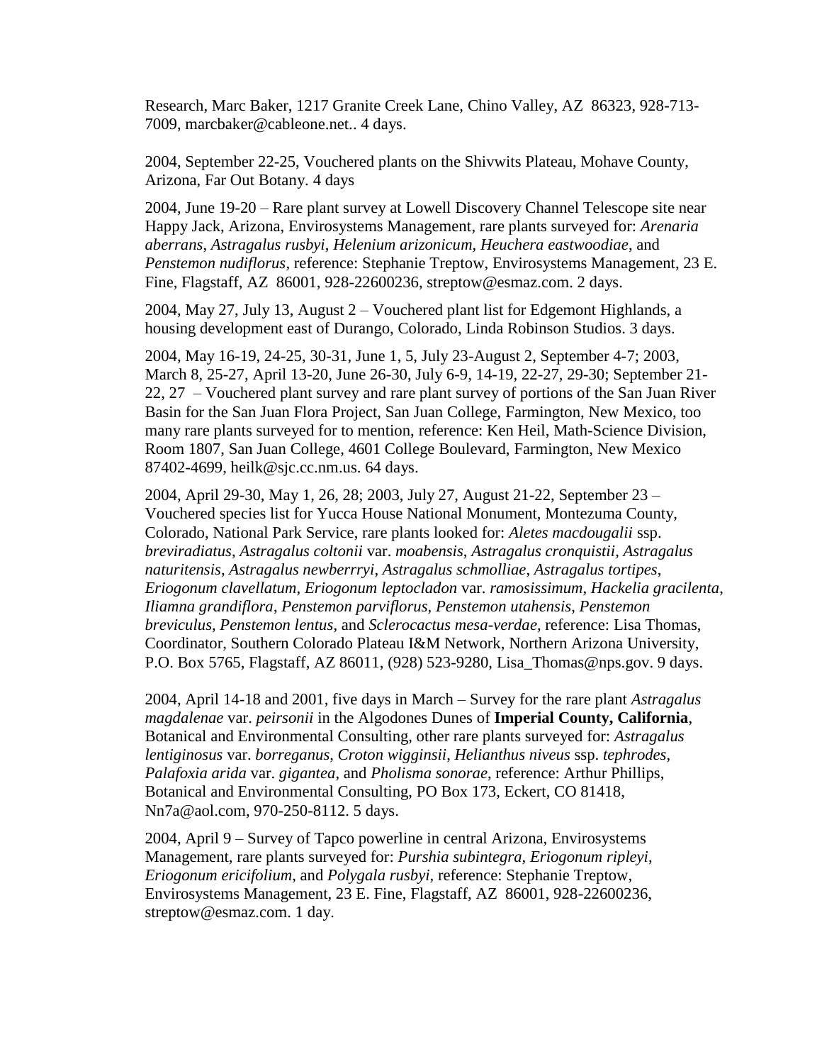Research, Marc Baker, 1217 Granite Creek Lane, Chino Valley, AZ 86323, 928-713-7009, marcbaker@cableone.net.. 4 days.

2004, September 22-25, Vouchered plants on the Shivwits Plateau, Mohave County, Arizona, Far Out Botany. 4 days

2004, June 19-20 – Rare plant survey at Lowell Discovery Channel Telescope site near Happy Jack, Arizona, Envirosystems Management, rare plants surveyed for: *Arenaria aberrans*, *Astragalus rusbyi*, *Helenium arizonicum*, *Heuchera eastwoodiae*, and *Penstemon nudiflorus*, reference: Stephanie Treptow, Envirosystems Management, 23 E. Fine, Flagstaff, AZ 86001, 928-22600236, streptow@esmaz.com. 2 days.

2004, May 27, July 13, August 2 – Vouchered plant list for Edgemont Highlands, a housing development east of Durango, Colorado, Linda Robinson Studios. 3 days.

2004, May 16-19, 24-25, 30-31, June 1, 5, July 23-August 2, September 4-7; 2003, March 8, 25-27, April 13-20, June 26-30, July 6-9, 14-19, 22-27, 29-30; September 21-22, 27 – Vouchered plant survey and rare plant survey of portions of the San Juan River Basin for the San Juan Flora Project, San Juan College, Farmington, New Mexico, too many rare plants surveyed for to mention, reference: Ken Heil, Math-Science Division, Room 1807, San Juan College, 4601 College Boulevard, Farmington, New Mexico 87402-4699, heilk@sjc.cc.nm.us. 64 days.

2004, April 29-30, May 1, 26, 28; 2003, July 27, August 21-22, September 23 – Vouchered species list for Yucca House National Monument, Montezuma County, Colorado, National Park Service, rare plants looked for: *Aletes macdougalii* ssp. *breviradiatus*, *Astragalus coltonii* var. *moabensis*, *Astragalus cronquistii*, *Astragalus naturitensis*, *Astragalus newberrryi*, *Astragalus schmolliae*, *Astragalus tortipes*, *Eriogonum clavellatum*, *Eriogonum leptocladon* var. *ramosissimum*, *Hackelia gracilenta*, *Iliamna grandiflora*, *Penstemon parviflorus*, *Penstemon utahensis*, *Penstemon breviculus*, *Penstemon lentus*, and *Sclerocactus mesa-verdae*, reference: Lisa Thomas, Coordinator, Southern Colorado Plateau I&M Network, Northern Arizona University, P.O. Box 5765, Flagstaff, AZ 86011, (928) 523-9280, Lisa_Thomas@nps.gov. 9 days.

2004, April 14-18 and 2001, five days in March – Survey for the rare plant *Astragalus magdalenae* var. *peirsonii* in the Algodones Dunes of **Imperial County, California**, Botanical and Environmental Consulting, other rare plants surveyed for: *Astragalus lentiginosus* var. *borreganus*, *Croton wigginsii*, *Helianthus niveus* ssp. *tephrodes*, *Palafoxia arida* var. *gigantea*, and *Pholisma sonorae*, reference: Arthur Phillips, Botanical and Environmental Consulting, PO Box 173, Eckert, CO 81418, Nn7a@aol.com, 970-250-8112. 5 days.

2004, April 9 – Survey of Tapco powerline in central Arizona, Envirosystems Management, rare plants surveyed for: *Purshia subintegra*, *Eriogonum ripleyi*, *Eriogonum ericifolium*, and *Polygala rusbyi*, reference: Stephanie Treptow, Envirosystems Management, 23 E. Fine, Flagstaff, AZ 86001, 928-22600236, streptow@esmaz.com. 1 day.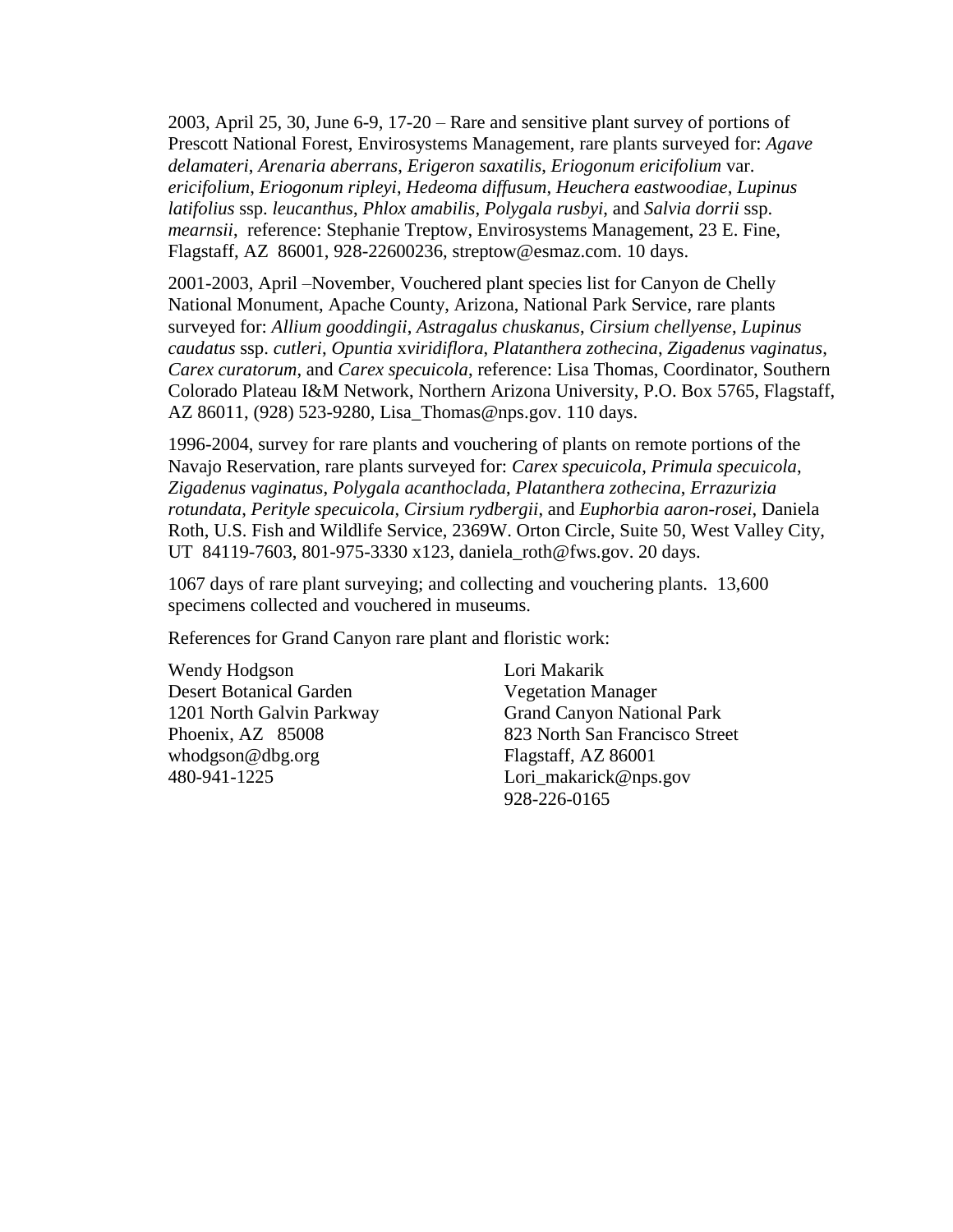2003, April 25, 30, June 6-9, 17-20 – Rare and sensitive plant survey of portions of Prescott National Forest, Envirosystems Management, rare plants surveyed for: *Agave delamateri*, *Arenaria aberrans*, *Erigeron saxatilis*, *Eriogonum ericifolium* var. *ericifolium*, *Eriogonum ripleyi*, *Hedeoma diffusum*, *Heuchera eastwoodiae*, *Lupinus latifolius* ssp. *leucanthus*, *Phlox amabilis*, *Polygala rusbyi*, and *Salvia dorrii* ssp. *mearnsii*, reference: Stephanie Treptow, Envirosystems Management, 23 E. Fine, Flagstaff, AZ 86001, 928-22600236, streptow@esmaz.com. 10 days.

2001-2003, April –November, Vouchered plant species list for Canyon de Chelly National Monument, Apache County, Arizona, National Park Service, rare plants surveyed for: *Allium gooddingii*, *Astragalus chuskanus*, *Cirsium chellyense*, *Lupinus caudatus* ssp. *cutleri*, *Opuntia* x*viridiflora*, *Platanthera zothecina*, *Zigadenus vaginatus*, *Carex curatorum*, and *Carex specuicola*, reference: Lisa Thomas, Coordinator, Southern Colorado Plateau I&M Network, Northern Arizona University, P.O. Box 5765, Flagstaff, AZ 86011, (928) 523-9280, Lisa_Thomas@nps.gov. 110 days.

1996-2004, survey for rare plants and vouchering of plants on remote portions of the Navajo Reservation, rare plants surveyed for: *Carex specuicola*, *Primula specuicola*, *Zigadenus vaginatus*, *Polygala acanthoclada*, *Platanthera zothecina*, *Errazurizia rotundata*, *Perityle specuicola*, *Cirsium rydbergii*, and *Euphorbia aaron-rosei*, Daniela Roth, U.S. Fish and Wildlife Service, 2369W. Orton Circle, Suite 50, West Valley City, UT 84119-7603, 801-975-3330 x123, daniela_roth@fws.gov. 20 days.

1067 days of rare plant surveying; and collecting and vouchering plants. 13,600 specimens collected and vouchered in museums.

References for Grand Canyon rare plant and floristic work:

Wendy Hodgson
Desert Botanical Garden
1201 North Galvin Parkway
Phoenix, AZ 85008
whodgson@dbg.org
480-941-1225

Lori Makarik
Vegetation Manager
Grand Canyon National Park
823 North San Francisco Street
Flagstaff, AZ 86001
Lori_makarick@nps.gov
928-226-0165